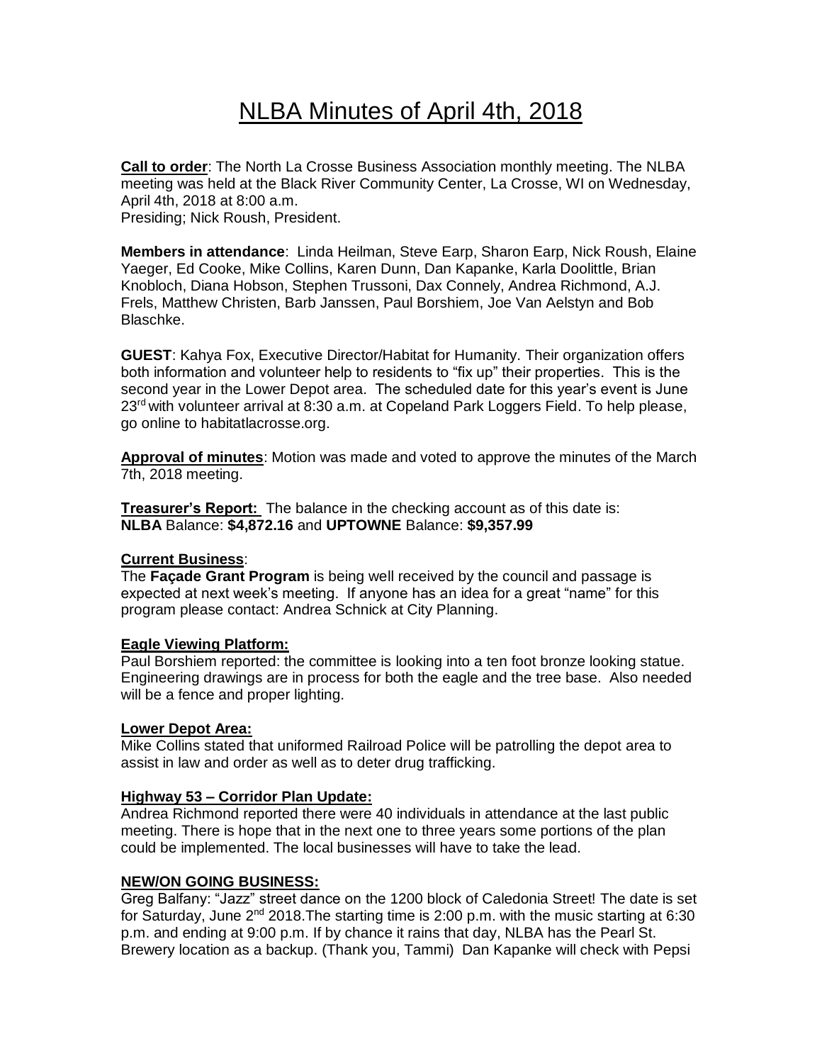// NLBA Minutes of April 4th, 2018

# NLBA Minutes of April 4th, 2018

**Call to order**: The North La Crosse Business Association monthly meeting. The NLBA meeting was held at the Black River Community Center, La Crosse, WI on Wednesday, April 4th, 2018 at 8:00 a.m.
Presiding; Nick Roush, President.

**Members in attendance**: Linda Heilman, Steve Earp, Sharon Earp, Nick Roush, Elaine Yaeger, Ed Cooke, Mike Collins, Karen Dunn, Dan Kapanke, Karla Doolittle, Brian Knobloch, Diana Hobson, Stephen Trussoni, Dax Connely, Andrea Richmond, A.J. Frels, Matthew Christen, Barb Janssen, Paul Borshiem, Joe Van Aelstyn and Bob Blaschke.

**GUEST**: Kahya Fox, Executive Director/Habitat for Humanity. Their organization offers both information and volunteer help to residents to "fix up" their properties. This is the second year in the Lower Depot area. The scheduled date for this year's event is June 23rd with volunteer arrival at 8:30 a.m. at Copeland Park Loggers Field. To help please, go online to habitatlacrosse.org.

**Approval of minutes**: Motion was made and voted to approve the minutes of the March 7th, 2018 meeting.

**Treasurer's Report:** The balance in the checking account as of this date is:
**NLBA** Balance: **$4,872.16** and **UPTOWNE** Balance: **$9,357.99**

**Current Business**:
The **Façade Grant Program** is being well received by the council and passage is expected at next week's meeting. If anyone has an idea for a great "name" for this program please contact: Andrea Schnick at City Planning.

**Eagle Viewing Platform:**
Paul Borshiem reported: the committee is looking into a ten foot bronze looking statue. Engineering drawings are in process for both the eagle and the tree base. Also needed will be a fence and proper lighting.

**Lower Depot Area:**
Mike Collins stated that uniformed Railroad Police will be patrolling the depot area to assist in law and order as well as to deter drug trafficking.

**Highway 53 – Corridor Plan Update:**
Andrea Richmond reported there were 40 individuals in attendance at the last public meeting. There is hope that in the next one to three years some portions of the plan could be implemented. The local businesses will have to take the lead.

**NEW/ON GOING BUSINESS:**
Greg Balfany: "Jazz" street dance on the 1200 block of Caledonia Street! The date is set for Saturday, June 2nd 2018.The starting time is 2:00 p.m. with the music starting at 6:30 p.m. and ending at 9:00 p.m. If by chance it rains that day, NLBA has the Pearl St. Brewery location as a backup. (Thank you, Tammi) Dan Kapanke will check with Pepsi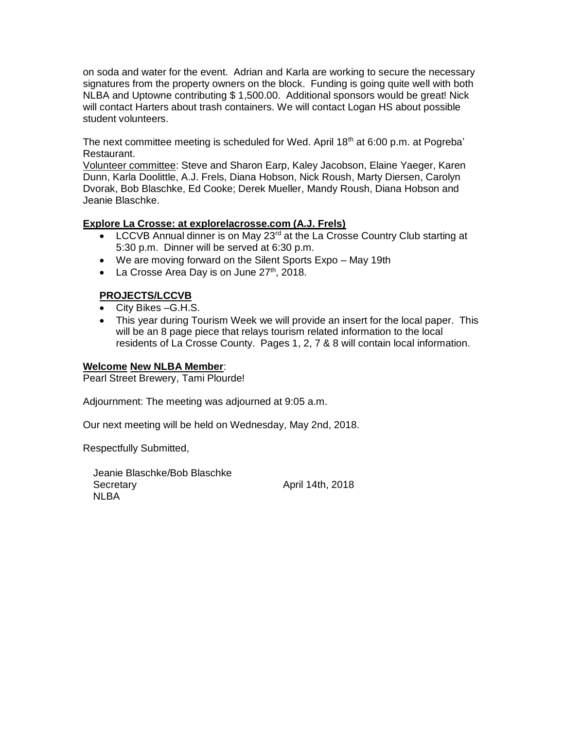on soda and water for the event. Adrian and Karla are working to secure the necessary signatures from the property owners on the block. Funding is going quite well with both NLBA and Uptowne contributing $ 1,500.00. Additional sponsors would be great! Nick will contact Harters about trash containers. We will contact Logan HS about possible student volunteers.

The next committee meeting is scheduled for Wed. April 18th at 6:00 p.m. at Pogreba' Restaurant.

Volunteer committee: Steve and Sharon Earp, Kaley Jacobson, Elaine Yaeger, Karen Dunn, Karla Doolittle, A.J. Frels, Diana Hobson, Nick Roush, Marty Diersen, Carolyn Dvorak, Bob Blaschke, Ed Cooke; Derek Mueller, Mandy Roush, Diana Hobson and Jeanie Blaschke.

**Explore La Crosse: at explorelacrosse.com (A.J. Frels)**

- LCCVB Annual dinner is on May 23rd at the La Crosse Country Club starting at 5:30 p.m. Dinner will be served at 6:30 p.m.
- We are moving forward on the Silent Sports Expo – May 19th
- La Crosse Area Day is on June 27th, 2018.

**PROJECTS/LCCVB**

- City Bikes –G.H.S.
- This year during Tourism Week we will provide an insert for the local paper. This will be an 8 page piece that relays tourism related information to the local residents of La Crosse County. Pages 1, 2, 7 & 8 will contain local information.

**Welcome New NLBA Member**:
Pearl Street Brewery, Tami Plourde!

Adjournment: The meeting was adjourned at 9:05 a.m.

Our next meeting will be held on Wednesday, May 2nd, 2018.

Respectfully Submitted,

Jeanie Blaschke/Bob Blaschke
Secretary April 14th, 2018
NLBA